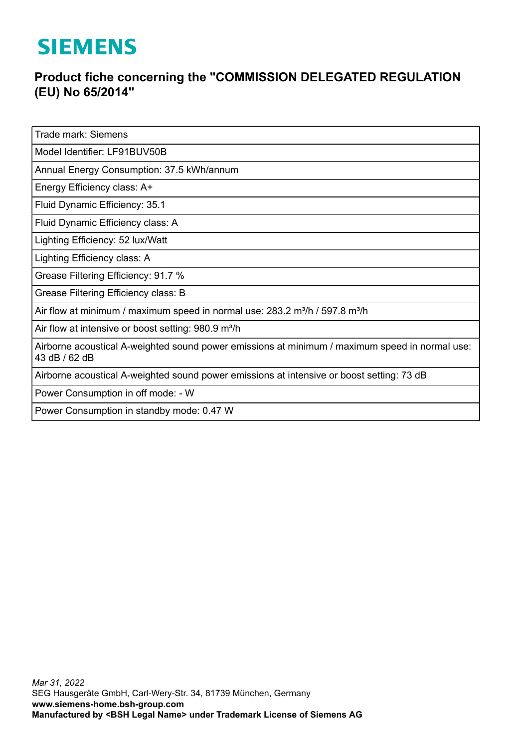# SIEMENS

## Product fiche concerning the "COMMISSION DELEGATED REGULATION (EU) No 65/2014"

| Trade mark: Siemens |
|---|
| Model Identifier: LF91BUV50B |
| Annual Energy Consumption: 37.5 kWh/annum |
| Energy Efficiency class: A+ |
| Fluid Dynamic Efficiency: 35.1 |
| Fluid Dynamic Efficiency class: A |
| Lighting Efficiency: 52 lux/Watt |
| Lighting Efficiency class: A |
| Grease Filtering Efficiency: 91.7 % |
| Grease Filtering Efficiency class: B |
| Air flow at minimum / maximum speed in normal use: 283.2 m³/h / 597.8 m³/h |
| Air flow at intensive or boost setting: 980.9 m³/h |
| Airborne acoustical A-weighted sound power emissions at minimum / maximum speed in normal use: 43 dB / 62 dB |
| Airborne acoustical A-weighted sound power emissions at intensive or boost setting: 73 dB |
| Power Consumption in off mode: - W |
| Power Consumption in standby mode: 0.47 W |

*Mar 31, 2022*
SEG Hausgeräte GmbH, Carl-Wery-Str. 34, 81739 München, Germany
**www.siemens-home.bsh-group.com**
**Manufactured by <BSH Legal Name> under Trademark License of Siemens AG**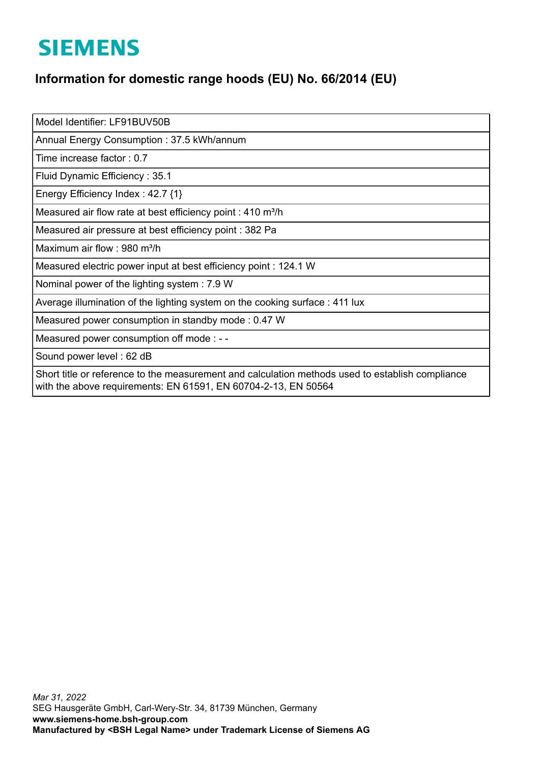SIEMENS

## Information for domestic range hoods (EU) No. 66/2014 (EU)

| |
|---|
| Model Identifier: LF91BUV50B |
| Annual Energy Consumption : 37.5 kWh/annum |
| Time increase factor : 0.7 |
| Fluid Dynamic Efficiency : 35.1 |
| Energy Efficiency Index : 42.7 {1} |
| Measured air flow rate at best efficiency point : 410 m³/h |
| Measured air pressure at best efficiency point : 382 Pa |
| Maximum air flow : 980 m³/h |
| Measured electric power input at best efficiency point : 124.1 W |
| Nominal power of the lighting system : 7.9 W |
| Average illumination of the lighting system on the cooking surface : 411 lux |
| Measured power consumption in standby mode : 0.47 W |
| Measured power consumption off mode : - - |
| Sound power level : 62 dB |
| Short title or reference to the measurement and calculation methods used to establish compliance with the above requirements: EN 61591, EN 60704-2-13, EN 50564 |

*Mar 31, 2022*
SEG Hausgeräte GmbH, Carl-Wery-Str. 34, 81739 München, Germany
**www.siemens-home.bsh-group.com**
**Manufactured by <BSH Legal Name> under Trademark License of Siemens AG**